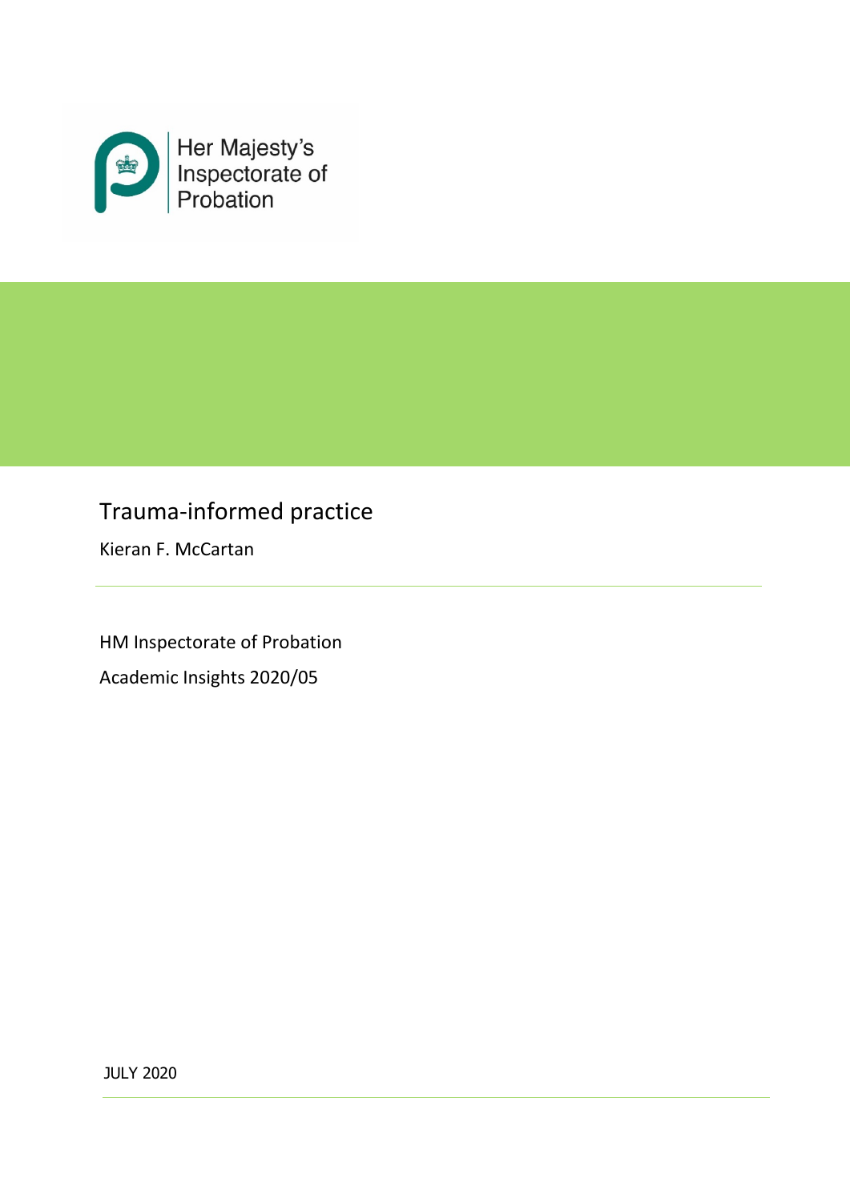Her Majesty's Inspectorate of Probation

# Trauma-informed practice

Kieran F. McCartan

---

HM Inspectorate of Probation

Academic Insights 2020/05

JULY 2020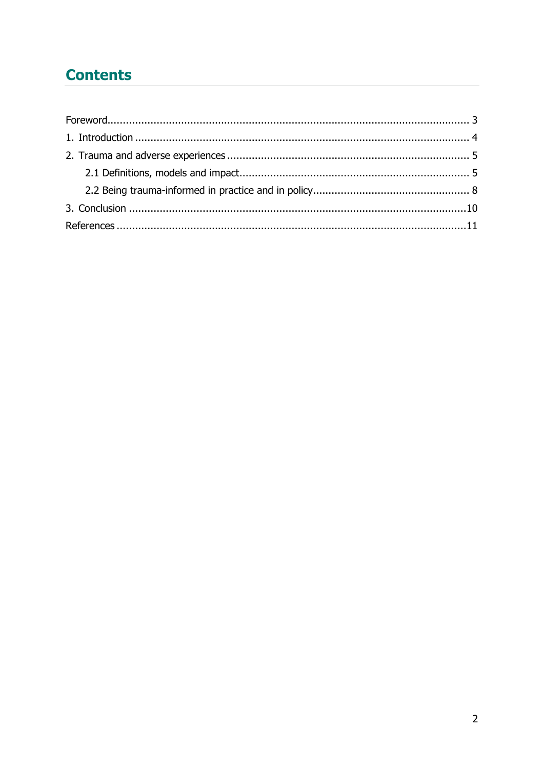## Contents

- Foreword ........ 3
- 1. Introduction ........ 4
- 2. Trauma and adverse experiences ........ 5
  - 2.1 Definitions, models and impact ........ 5
  - 2.2 Being trauma-informed in practice and in policy ........ 8
- 3. Conclusion ........ 10
- References ........ 11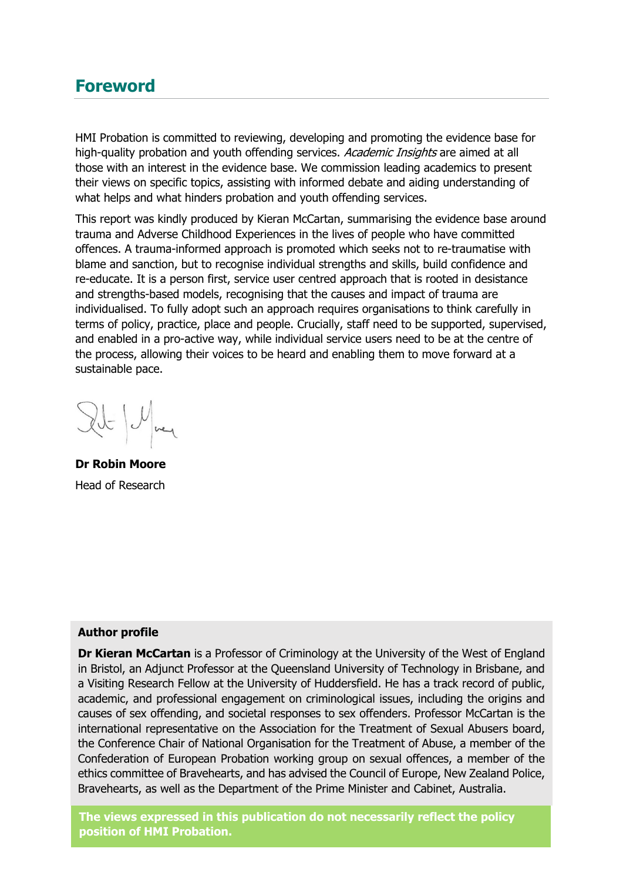## Foreword

HMI Probation is committed to reviewing, developing and promoting the evidence base for high-quality probation and youth offending services. *Academic Insights* are aimed at all those with an interest in the evidence base. We commission leading academics to present their views on specific topics, assisting with informed debate and aiding understanding of what helps and what hinders probation and youth offending services.

This report was kindly produced by Kieran McCartan, summarising the evidence base around trauma and Adverse Childhood Experiences in the lives of people who have committed offences. A trauma-informed approach is promoted which seeks not to re-traumatise with blame and sanction, but to recognise individual strengths and skills, build confidence and re-educate. It is a person first, service user centred approach that is rooted in desistance and strengths-based models, recognising that the causes and impact of trauma are individualised. To fully adopt such an approach requires organisations to think carefully in terms of policy, practice, place and people. Crucially, staff need to be supported, supervised, and enabled in a pro-active way, while individual service users need to be at the centre of the process, allowing their voices to be heard and enabling them to move forward at a sustainable pace.

**Dr Robin Moore**
Head of Research

**Author profile**

**Dr Kieran McCartan** is a Professor of Criminology at the University of the West of England in Bristol, an Adjunct Professor at the Queensland University of Technology in Brisbane, and a Visiting Research Fellow at the University of Huddersfield. He has a track record of public, academic, and professional engagement on criminological issues, including the origins and causes of sex offending, and societal responses to sex offenders. Professor McCartan is the international representative on the Association for the Treatment of Sexual Abusers board, the Conference Chair of National Organisation for the Treatment of Abuse, a member of the Confederation of European Probation working group on sexual offences, a member of the ethics committee of Bravehearts, and has advised the Council of Europe, New Zealand Police, Bravehearts, as well as the Department of the Prime Minister and Cabinet, Australia.

**The views expressed in this publication do not necessarily reflect the policy position of HMI Probation.**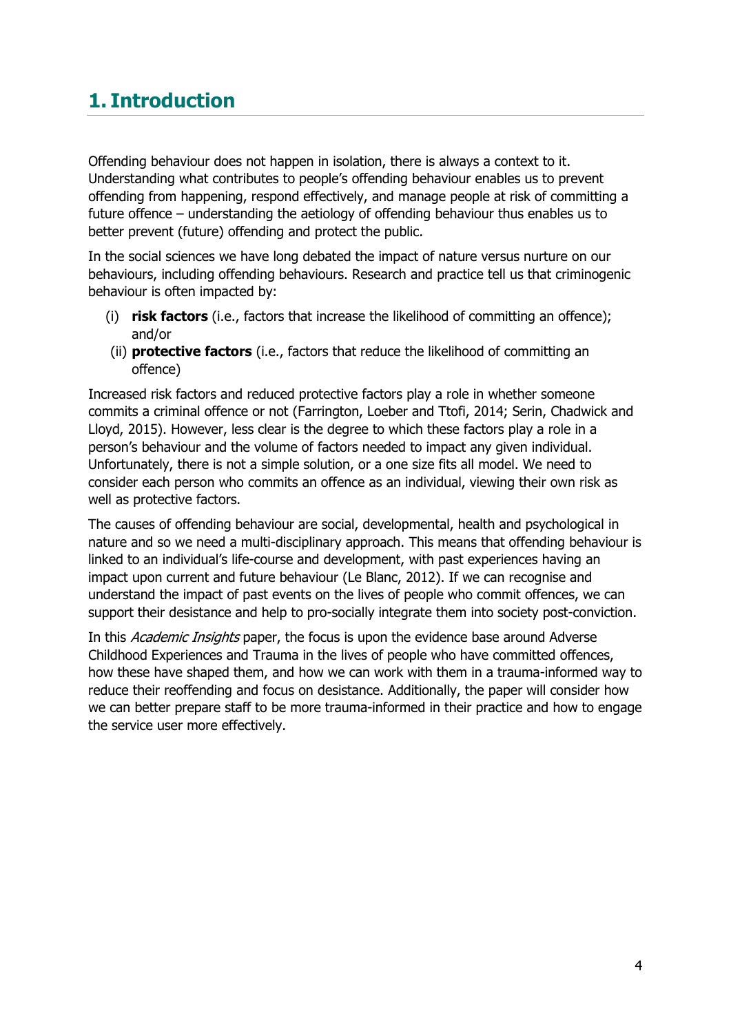# 1. Introduction

Offending behaviour does not happen in isolation, there is always a context to it. Understanding what contributes to people's offending behaviour enables us to prevent offending from happening, respond effectively, and manage people at risk of committing a future offence – understanding the aetiology of offending behaviour thus enables us to better prevent (future) offending and protect the public.

In the social sciences we have long debated the impact of nature versus nurture on our behaviours, including offending behaviours. Research and practice tell us that criminogenic behaviour is often impacted by:

(i) **risk factors** (i.e., factors that increase the likelihood of committing an offence); and/or
(ii) **protective factors** (i.e., factors that reduce the likelihood of committing an offence)

Increased risk factors and reduced protective factors play a role in whether someone commits a criminal offence or not (Farrington, Loeber and Ttofi, 2014; Serin, Chadwick and Lloyd, 2015). However, less clear is the degree to which these factors play a role in a person's behaviour and the volume of factors needed to impact any given individual. Unfortunately, there is not a simple solution, or a one size fits all model. We need to consider each person who commits an offence as an individual, viewing their own risk as well as protective factors.

The causes of offending behaviour are social, developmental, health and psychological in nature and so we need a multi-disciplinary approach. This means that offending behaviour is linked to an individual's life-course and development, with past experiences having an impact upon current and future behaviour (Le Blanc, 2012). If we can recognise and understand the impact of past events on the lives of people who commit offences, we can support their desistance and help to pro-socially integrate them into society post-conviction.

In this *Academic Insights* paper, the focus is upon the evidence base around Adverse Childhood Experiences and Trauma in the lives of people who have committed offences, how these have shaped them, and how we can work with them in a trauma-informed way to reduce their reoffending and focus on desistance. Additionally, the paper will consider how we can better prepare staff to be more trauma-informed in their practice and how to engage the service user more effectively.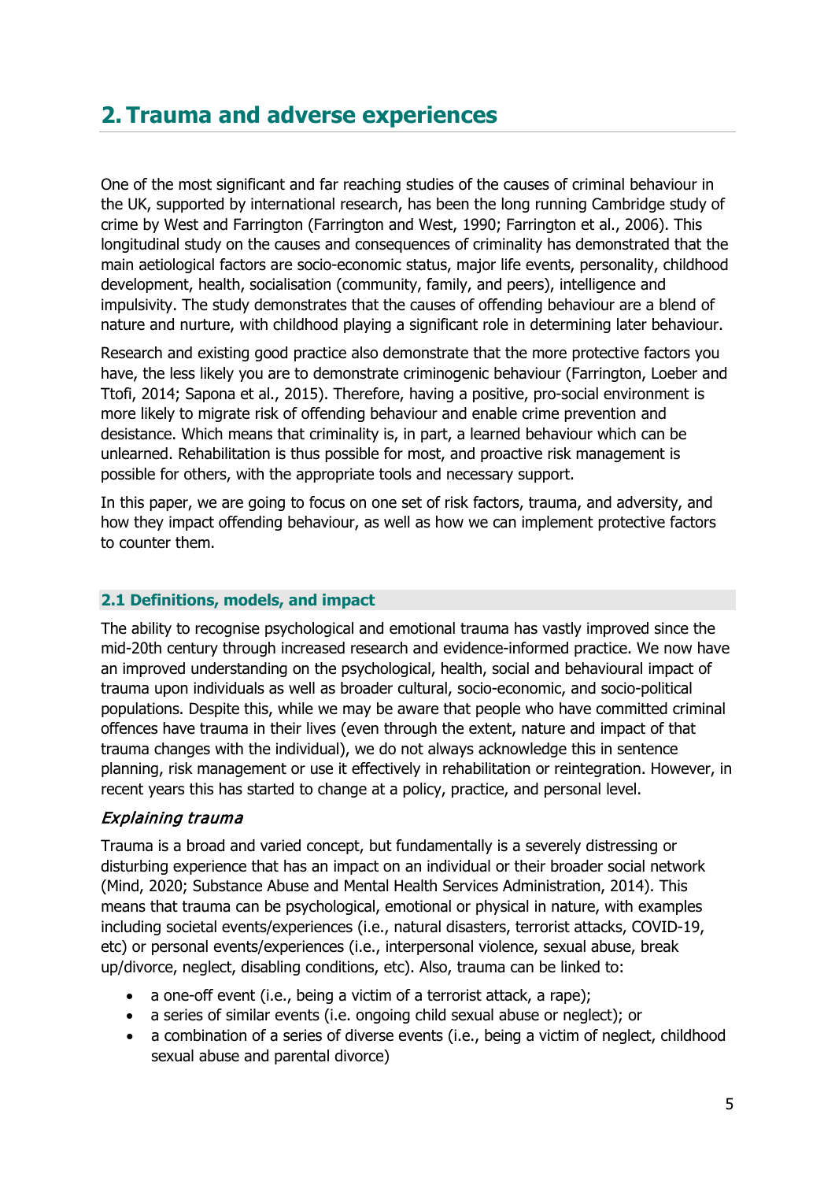# 2. Trauma and adverse experiences

One of the most significant and far reaching studies of the causes of criminal behaviour in the UK, supported by international research, has been the long running Cambridge study of crime by West and Farrington (Farrington and West, 1990; Farrington et al., 2006). This longitudinal study on the causes and consequences of criminality has demonstrated that the main aetiological factors are socio-economic status, major life events, personality, childhood development, health, socialisation (community, family, and peers), intelligence and impulsivity. The study demonstrates that the causes of offending behaviour are a blend of nature and nurture, with childhood playing a significant role in determining later behaviour.

Research and existing good practice also demonstrate that the more protective factors you have, the less likely you are to demonstrate criminogenic behaviour (Farrington, Loeber and Ttofi, 2014; Sapona et al., 2015). Therefore, having a positive, pro-social environment is more likely to migrate risk of offending behaviour and enable crime prevention and desistance. Which means that criminality is, in part, a learned behaviour which can be unlearned. Rehabilitation is thus possible for most, and proactive risk management is possible for others, with the appropriate tools and necessary support.

In this paper, we are going to focus on one set of risk factors, trauma, and adversity, and how they impact offending behaviour, as well as how we can implement protective factors to counter them.

## 2.1 Definitions, models, and impact

The ability to recognise psychological and emotional trauma has vastly improved since the mid-20th century through increased research and evidence-informed practice. We now have an improved understanding on the psychological, health, social and behavioural impact of trauma upon individuals as well as broader cultural, socio-economic, and socio-political populations. Despite this, while we may be aware that people who have committed criminal offences have trauma in their lives (even through the extent, nature and impact of that trauma changes with the individual), we do not always acknowledge this in sentence planning, risk management or use it effectively in rehabilitation or reintegration. However, in recent years this has started to change at a policy, practice, and personal level.

### *Explaining trauma*

Trauma is a broad and varied concept, but fundamentally is a severely distressing or disturbing experience that has an impact on an individual or their broader social network (Mind, 2020; Substance Abuse and Mental Health Services Administration, 2014). This means that trauma can be psychological, emotional or physical in nature, with examples including societal events/experiences (i.e., natural disasters, terrorist attacks, COVID-19, etc) or personal events/experiences (i.e., interpersonal violence, sexual abuse, break up/divorce, neglect, disabling conditions, etc). Also, trauma can be linked to:

- a one-off event (i.e., being a victim of a terrorist attack, a rape);
- a series of similar events (i.e. ongoing child sexual abuse or neglect); or
- a combination of a series of diverse events (i.e., being a victim of neglect, childhood sexual abuse and parental divorce)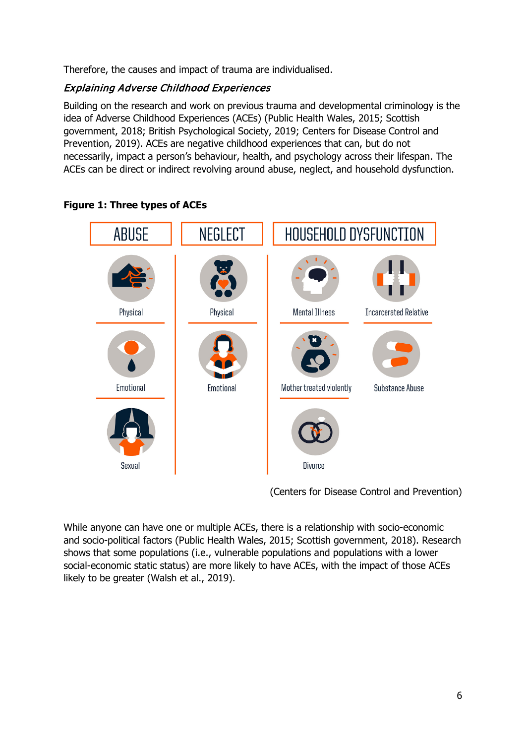Therefore, the causes and impact of trauma are individualised.

### *Explaining Adverse Childhood Experiences*

Building on the research and work on previous trauma and developmental criminology is the idea of Adverse Childhood Experiences (ACEs) (Public Health Wales, 2015; Scottish government, 2018; British Psychological Society, 2019; Centers for Disease Control and Prevention, 2019). ACEs are negative childhood experiences that can, but do not necessarily, impact a person's behaviour, health, and psychology across their lifespan. The ACEs can be direct or indirect revolving around abuse, neglect, and household dysfunction.

**Figure 1: Three types of ACEs**

| ABUSE | NEGLECT | HOUSEHOLD DYSFUNCTION | |
|---|---|---|---|
| Physical | Physical | Mental Illness | Incarcerated Relative |
| Emotional | Emotional | Mother treated violently | Substance Abuse |
| Sexual | | Divorce | |

(Centers for Disease Control and Prevention)

While anyone can have one or multiple ACEs, there is a relationship with socio-economic and socio-political factors (Public Health Wales, 2015; Scottish government, 2018). Research shows that some populations (i.e., vulnerable populations and populations with a lower social-economic static status) are more likely to have ACEs, with the impact of those ACEs likely to be greater (Walsh et al., 2019).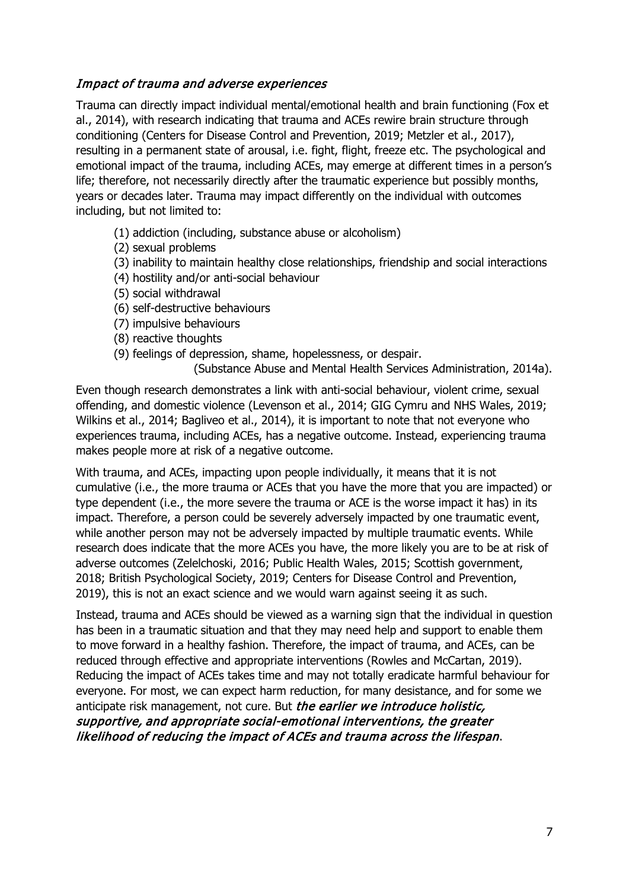### *Impact of trauma and adverse experiences*

Trauma can directly impact individual mental/emotional health and brain functioning (Fox et al., 2014), with research indicating that trauma and ACEs rewire brain structure through conditioning (Centers for Disease Control and Prevention, 2019; Metzler et al., 2017), resulting in a permanent state of arousal, i.e. fight, flight, freeze etc. The psychological and emotional impact of the trauma, including ACEs, may emerge at different times in a person's life; therefore, not necessarily directly after the traumatic experience but possibly months, years or decades later. Trauma may impact differently on the individual with outcomes including, but not limited to:

(1) addiction (including, substance abuse or alcoholism)
(2) sexual problems
(3) inability to maintain healthy close relationships, friendship and social interactions
(4) hostility and/or anti-social behaviour
(5) social withdrawal
(6) self-destructive behaviours
(7) impulsive behaviours
(8) reactive thoughts
(9) feelings of depression, shame, hopelessness, or despair.

(Substance Abuse and Mental Health Services Administration, 2014a).

Even though research demonstrates a link with anti-social behaviour, violent crime, sexual offending, and domestic violence (Levenson et al., 2014; GIG Cymru and NHS Wales, 2019; Wilkins et al., 2014; Bagliveo et al., 2014), it is important to note that not everyone who experiences trauma, including ACEs, has a negative outcome. Instead, experiencing trauma makes people more at risk of a negative outcome.

With trauma, and ACEs, impacting upon people individually, it means that it is not cumulative (i.e., the more trauma or ACEs that you have the more that you are impacted) or type dependent (i.e., the more severe the trauma or ACE is the worse impact it has) in its impact. Therefore, a person could be severely adversely impacted by one traumatic event, while another person may not be adversely impacted by multiple traumatic events. While research does indicate that the more ACEs you have, the more likely you are to be at risk of adverse outcomes (Zelelchoski, 2016; Public Health Wales, 2015; Scottish government, 2018; British Psychological Society, 2019; Centers for Disease Control and Prevention, 2019), this is not an exact science and we would warn against seeing it as such.

Instead, trauma and ACEs should be viewed as a warning sign that the individual in question has been in a traumatic situation and that they may need help and support to enable them to move forward in a healthy fashion. Therefore, the impact of trauma, and ACEs, can be reduced through effective and appropriate interventions (Rowles and McCartan, 2019). Reducing the impact of ACEs takes time and may not totally eradicate harmful behaviour for everyone. For most, we can expect harm reduction, for many desistance, and for some we anticipate risk management, not cure. But ***the earlier we introduce holistic, supportive, and appropriate social-emotional interventions, the greater likelihood of reducing the impact of ACEs and trauma across the lifespan***.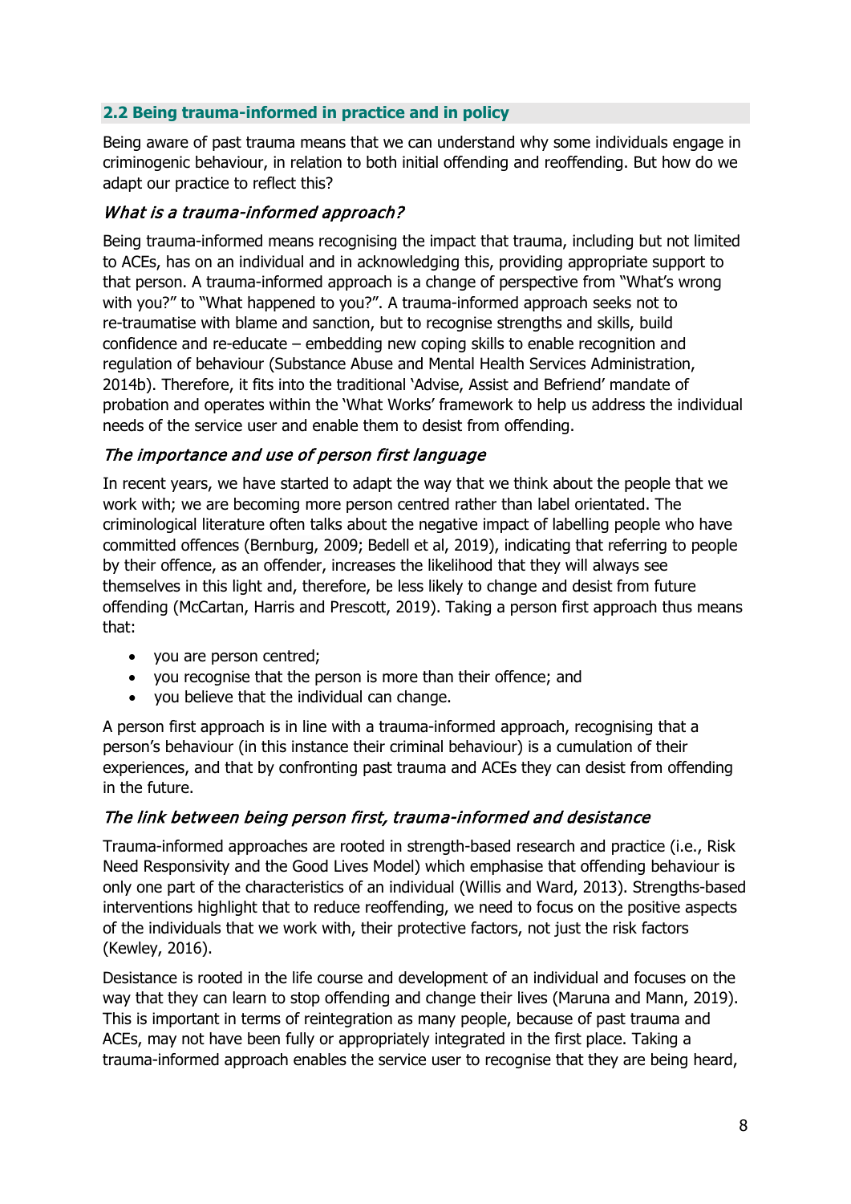## 2.2 Being trauma-informed in practice and in policy

Being aware of past trauma means that we can understand why some individuals engage in criminogenic behaviour, in relation to both initial offending and reoffending. But how do we adapt our practice to reflect this?

### *What is a trauma-informed approach?*

Being trauma-informed means recognising the impact that trauma, including but not limited to ACEs, has on an individual and in acknowledging this, providing appropriate support to that person. A trauma-informed approach is a change of perspective from "What's wrong with you?" to "What happened to you?". A trauma-informed approach seeks not to re-traumatise with blame and sanction, but to recognise strengths and skills, build confidence and re-educate – embedding new coping skills to enable recognition and regulation of behaviour (Substance Abuse and Mental Health Services Administration, 2014b). Therefore, it fits into the traditional 'Advise, Assist and Befriend' mandate of probation and operates within the 'What Works' framework to help us address the individual needs of the service user and enable them to desist from offending.

### *The importance and use of person first language*

In recent years, we have started to adapt the way that we think about the people that we work with; we are becoming more person centred rather than label orientated. The criminological literature often talks about the negative impact of labelling people who have committed offences (Bernburg, 2009; Bedell et al, 2019), indicating that referring to people by their offence, as an offender, increases the likelihood that they will always see themselves in this light and, therefore, be less likely to change and desist from future offending (McCartan, Harris and Prescott, 2019). Taking a person first approach thus means that:

- you are person centred;
- you recognise that the person is more than their offence; and
- you believe that the individual can change.

A person first approach is in line with a trauma-informed approach, recognising that a person's behaviour (in this instance their criminal behaviour) is a cumulation of their experiences, and that by confronting past trauma and ACEs they can desist from offending in the future.

### *The link between being person first, trauma-informed and desistance*

Trauma-informed approaches are rooted in strength-based research and practice (i.e., Risk Need Responsivity and the Good Lives Model) which emphasise that offending behaviour is only one part of the characteristics of an individual (Willis and Ward, 2013). Strengths-based interventions highlight that to reduce reoffending, we need to focus on the positive aspects of the individuals that we work with, their protective factors, not just the risk factors (Kewley, 2016).

Desistance is rooted in the life course and development of an individual and focuses on the way that they can learn to stop offending and change their lives (Maruna and Mann, 2019). This is important in terms of reintegration as many people, because of past trauma and ACEs, may not have been fully or appropriately integrated in the first place. Taking a trauma-informed approach enables the service user to recognise that they are being heard,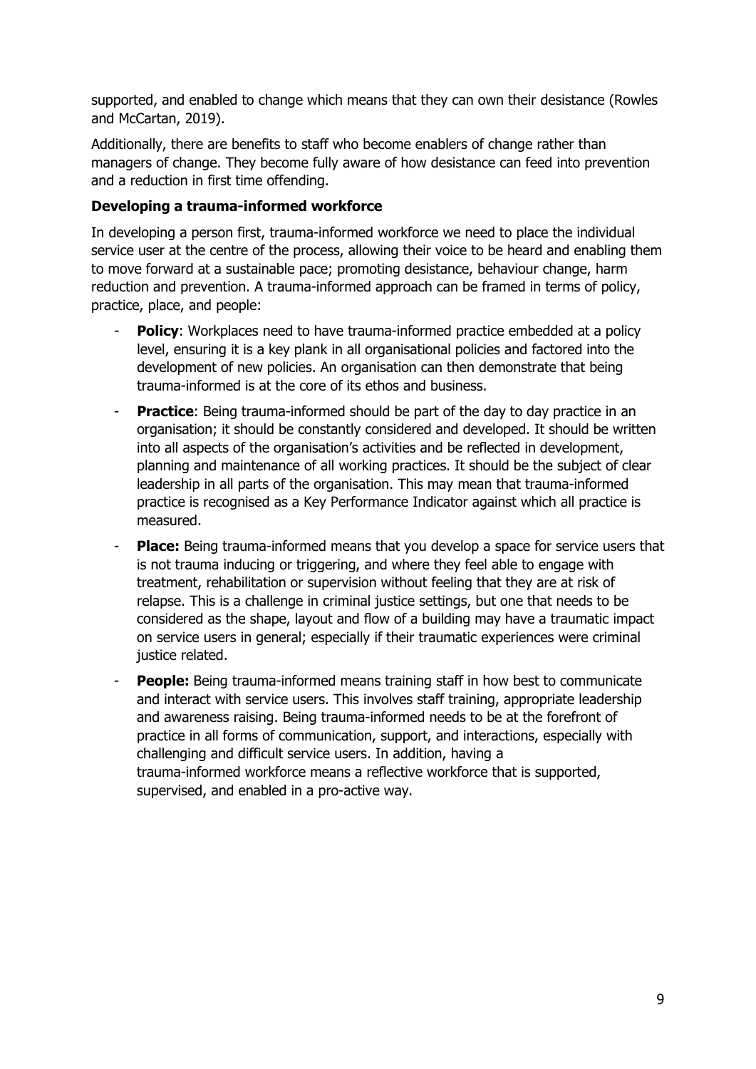supported, and enabled to change which means that they can own their desistance (Rowles and McCartan, 2019).

Additionally, there are benefits to staff who become enablers of change rather than managers of change. They become fully aware of how desistance can feed into prevention and a reduction in first time offending.

**Developing a trauma-informed workforce**

In developing a person first, trauma-informed workforce we need to place the individual service user at the centre of the process, allowing their voice to be heard and enabling them to move forward at a sustainable pace; promoting desistance, behaviour change, harm reduction and prevention. A trauma-informed approach can be framed in terms of policy, practice, place, and people:

- **Policy**: Workplaces need to have trauma-informed practice embedded at a policy level, ensuring it is a key plank in all organisational policies and factored into the development of new policies. An organisation can then demonstrate that being trauma-informed is at the core of its ethos and business.
- **Practice**: Being trauma-informed should be part of the day to day practice in an organisation; it should be constantly considered and developed. It should be written into all aspects of the organisation's activities and be reflected in development, planning and maintenance of all working practices. It should be the subject of clear leadership in all parts of the organisation. This may mean that trauma-informed practice is recognised as a Key Performance Indicator against which all practice is measured.
- **Place:** Being trauma-informed means that you develop a space for service users that is not trauma inducing or triggering, and where they feel able to engage with treatment, rehabilitation or supervision without feeling that they are at risk of relapse. This is a challenge in criminal justice settings, but one that needs to be considered as the shape, layout and flow of a building may have a traumatic impact on service users in general; especially if their traumatic experiences were criminal justice related.
- **People:** Being trauma-informed means training staff in how best to communicate and interact with service users. This involves staff training, appropriate leadership and awareness raising. Being trauma-informed needs to be at the forefront of practice in all forms of communication, support, and interactions, especially with challenging and difficult service users. In addition, having a trauma-informed workforce means a reflective workforce that is supported, supervised, and enabled in a pro-active way.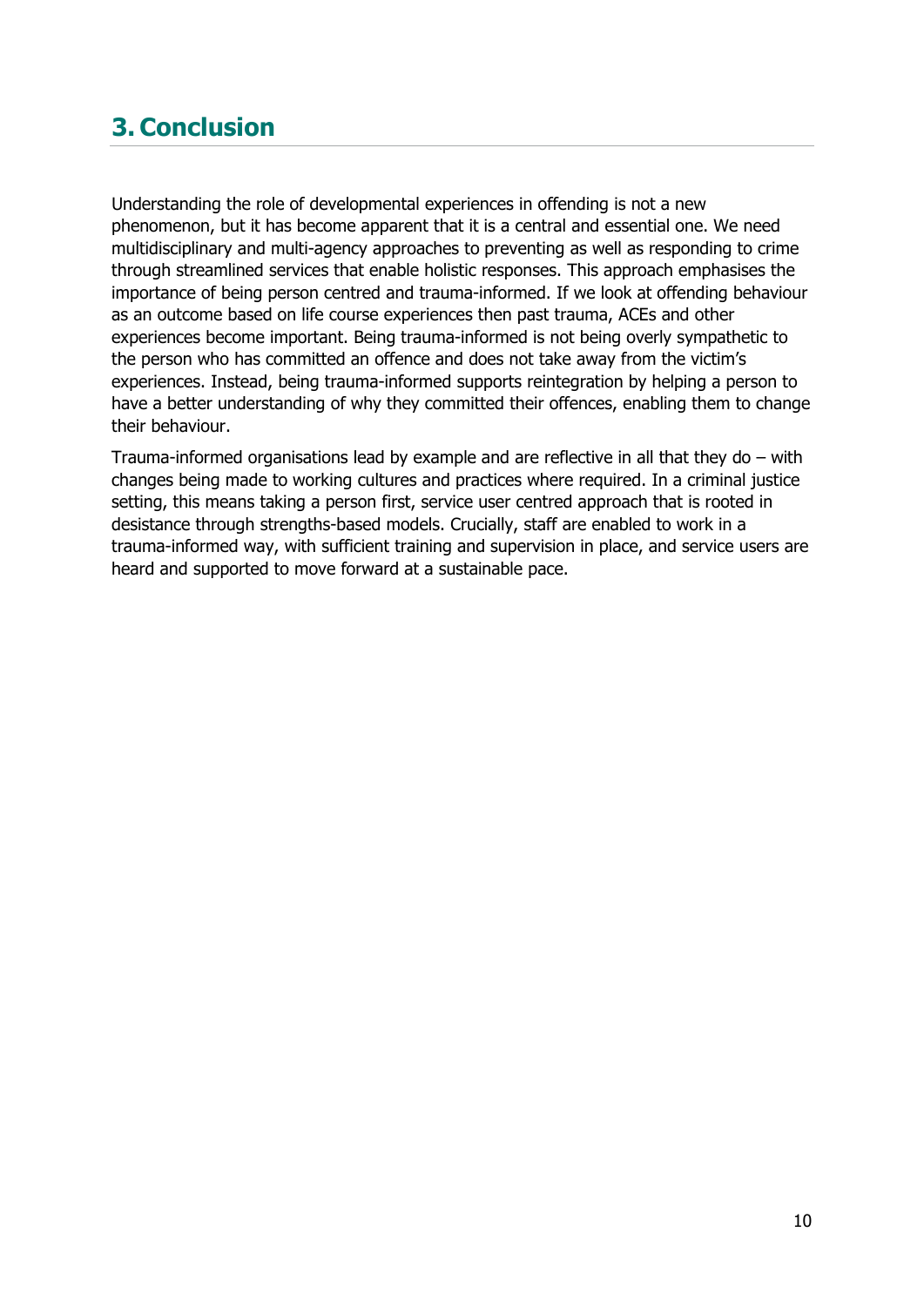# 3. Conclusion

Understanding the role of developmental experiences in offending is not a new phenomenon, but it has become apparent that it is a central and essential one. We need multidisciplinary and multi-agency approaches to preventing as well as responding to crime through streamlined services that enable holistic responses. This approach emphasises the importance of being person centred and trauma-informed. If we look at offending behaviour as an outcome based on life course experiences then past trauma, ACEs and other experiences become important. Being trauma-informed is not being overly sympathetic to the person who has committed an offence and does not take away from the victim's experiences. Instead, being trauma-informed supports reintegration by helping a person to have a better understanding of why they committed their offences, enabling them to change their behaviour.

Trauma-informed organisations lead by example and are reflective in all that they do – with changes being made to working cultures and practices where required. In a criminal justice setting, this means taking a person first, service user centred approach that is rooted in desistance through strengths-based models. Crucially, staff are enabled to work in a trauma-informed way, with sufficient training and supervision in place, and service users are heard and supported to move forward at a sustainable pace.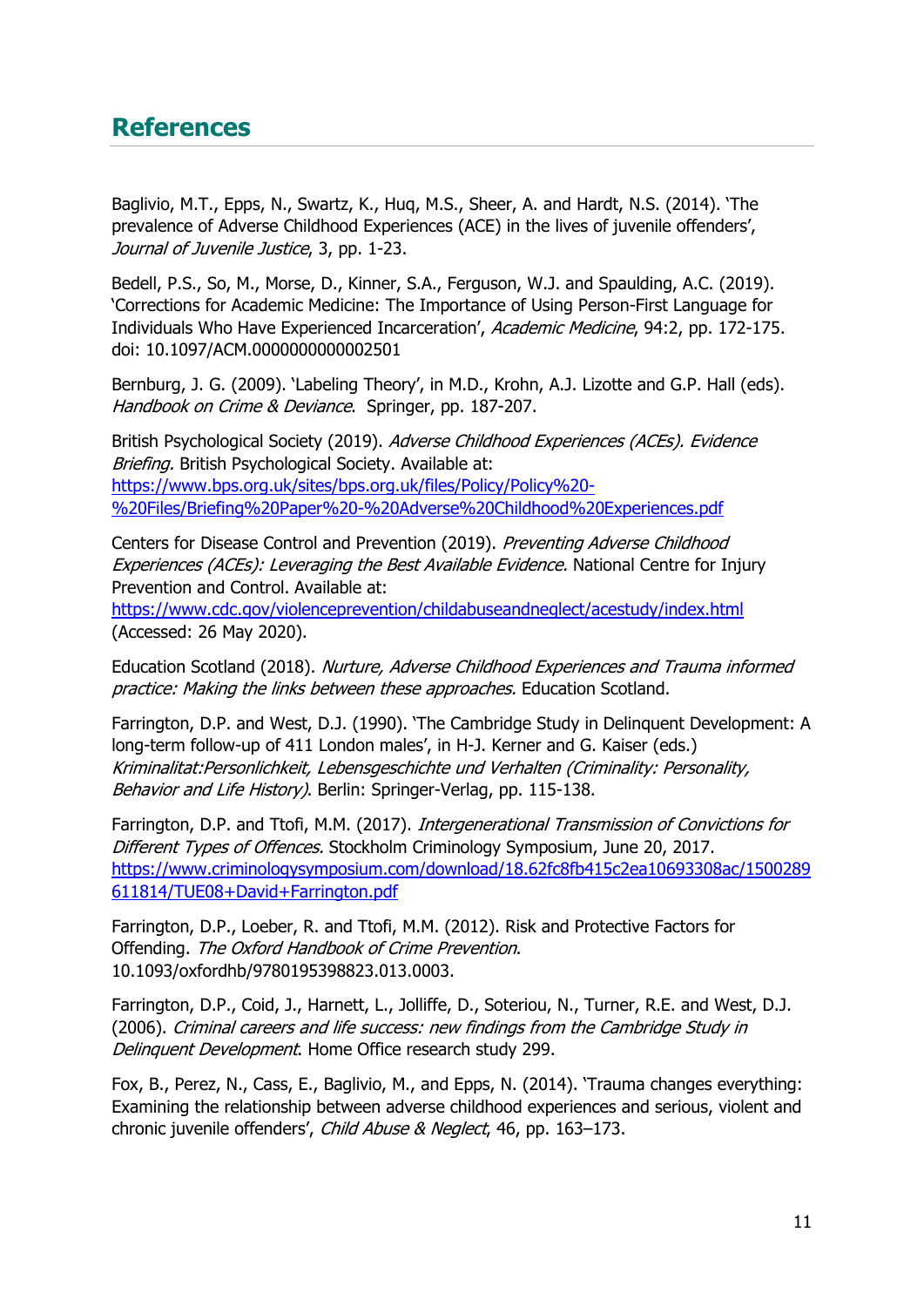## References

Baglivio, M.T., Epps, N., Swartz, K., Huq, M.S., Sheer, A. and Hardt, N.S. (2014). 'The prevalence of Adverse Childhood Experiences (ACE) in the lives of juvenile offenders', *Journal of Juvenile Justice*, 3, pp. 1-23.

Bedell, P.S., So, M., Morse, D., Kinner, S.A., Ferguson, W.J. and Spaulding, A.C. (2019). 'Corrections for Academic Medicine: The Importance of Using Person-First Language for Individuals Who Have Experienced Incarceration', *Academic Medicine*, 94:2, pp. 172-175. doi: 10.1097/ACM.0000000000002501

Bernburg, J. G. (2009). 'Labeling Theory', in M.D., Krohn, A.J. Lizotte and G.P. Hall (eds). *Handbook on Crime & Deviance*. Springer, pp. 187-207.

British Psychological Society (2019). *Adverse Childhood Experiences (ACEs). Evidence Briefing.* British Psychological Society. Available at: [https://www.bps.org.uk/sites/bps.org.uk/files/Policy/Policy%20-%20Files/Briefing%20Paper%20-%20Adverse%20Childhood%20Experiences.pdf](https://www.bps.org.uk/sites/bps.org.uk/files/Policy/Policy%20-%20Files/Briefing%20Paper%20-%20Adverse%20Childhood%20Experiences.pdf)

Centers for Disease Control and Prevention (2019). *Preventing Adverse Childhood Experiences (ACEs): Leveraging the Best Available Evidence.* National Centre for Injury Prevention and Control. Available at: [https://www.cdc.gov/violenceprevention/childabuseandneglect/acestudy/index.html](https://www.cdc.gov/violenceprevention/childabuseandneglect/acestudy/index.html) (Accessed: 26 May 2020).

Education Scotland (2018). *Nurture, Adverse Childhood Experiences and Trauma informed practice: Making the links between these approaches.* Education Scotland.

Farrington, D.P. and West, D.J. (1990). 'The Cambridge Study in Delinquent Development: A long-term follow-up of 411 London males', in H-J. Kerner and G. Kaiser (eds.) *Kriminalitat:Personlichkeit, Lebensgeschichte und Verhalten (Criminality: Personality, Behavior and Life History)*. Berlin: Springer-Verlag, pp. 115-138.

Farrington, D.P. and Ttofi, M.M. (2017). *Intergenerational Transmission of Convictions for Different Types of Offences.* Stockholm Criminology Symposium, June 20, 2017. [https://www.criminologysymposium.com/download/18.62fc8fb415c2ea10693308ac/1500289611814/TUE08+David+Farrington.pdf](https://www.criminologysymposium.com/download/18.62fc8fb415c2ea10693308ac/1500289611814/TUE08+David+Farrington.pdf)

Farrington, D.P., Loeber, R. and Ttofi, M.M. (2012). Risk and Protective Factors for Offending. *The Oxford Handbook of Crime Prevention*. 10.1093/oxfordhb/9780195398823.013.0003.

Farrington, D.P., Coid, J., Harnett, L., Jolliffe, D., Soteriou, N., Turner, R.E. and West, D.J. (2006). *Criminal careers and life success: new findings from the Cambridge Study in Delinquent Development*. Home Office research study 299.

Fox, B., Perez, N., Cass, E., Baglivio, M., and Epps, N. (2014). 'Trauma changes everything: Examining the relationship between adverse childhood experiences and serious, violent and chronic juvenile offenders', *Child Abuse & Neglect*, 46, pp. 163–173.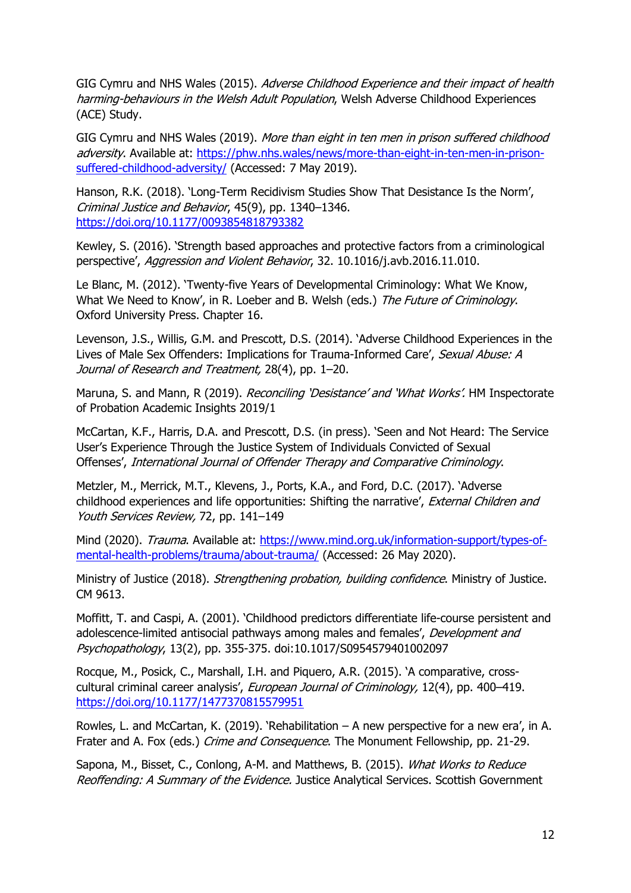GIG Cymru and NHS Wales (2015). *Adverse Childhood Experience and their impact of health harming-behaviours in the Welsh Adult Population*, Welsh Adverse Childhood Experiences (ACE) Study.

GIG Cymru and NHS Wales (2019). *More than eight in ten men in prison suffered childhood adversity*. Available at: [https://phw.nhs.wales/news/more-than-eight-in-ten-men-in-prison-suffered-childhood-adversity/](https://phw.nhs.wales/news/more-than-eight-in-ten-men-in-prison-suffered-childhood-adversity/) (Accessed: 7 May 2019).

Hanson, R.K. (2018). 'Long-Term Recidivism Studies Show That Desistance Is the Norm', *Criminal Justice and Behavior*, 45(9), pp. 1340–1346. [https://doi.org/10.1177/0093854818793382](https://doi.org/10.1177/0093854818793382)

Kewley, S. (2016). 'Strength based approaches and protective factors from a criminological perspective', *Aggression and Violent Behavior*, 32. 10.1016/j.avb.2016.11.010.

Le Blanc, M. (2012). 'Twenty-five Years of Developmental Criminology: What We Know, What We Need to Know', in R. Loeber and B. Welsh (eds.) *The Future of Criminology*. Oxford University Press. Chapter 16.

Levenson, J.S., Willis, G.M. and Prescott, D.S. (2014). 'Adverse Childhood Experiences in the Lives of Male Sex Offenders: Implications for Trauma-Informed Care', *Sexual Abuse: A Journal of Research and Treatment,* 28(4), pp. 1–20.

Maruna, S. and Mann, R (2019). *Reconciling 'Desistance' and 'What Works'.* HM Inspectorate of Probation Academic Insights 2019/1

McCartan, K.F., Harris, D.A. and Prescott, D.S. (in press). 'Seen and Not Heard: The Service User's Experience Through the Justice System of Individuals Convicted of Sexual Offenses', *International Journal of Offender Therapy and Comparative Criminology*.

Metzler, M., Merrick, M.T., Klevens, J., Ports, K.A., and Ford, D.C. (2017). 'Adverse childhood experiences and life opportunities: Shifting the narrative', *External Children and Youth Services Review,* 72, pp. 141–149

Mind (2020). *Trauma*. Available at: [https://www.mind.org.uk/information-support/types-of-mental-health-problems/trauma/about-trauma/](https://www.mind.org.uk/information-support/types-of-mental-health-problems/trauma/about-trauma/) (Accessed: 26 May 2020).

Ministry of Justice (2018). *Strengthening probation, building confidence*. Ministry of Justice. CM 9613.

Moffitt, T. and Caspi, A. (2001). 'Childhood predictors differentiate life-course persistent and adolescence-limited antisocial pathways among males and females', *Development and Psychopathology*, 13(2), pp. 355-375. doi:10.1017/S0954579401002097

Rocque, M., Posick, C., Marshall, I.H. and Piquero, A.R. (2015). 'A comparative, cross-cultural criminal career analysis', *European Journal of Criminology,* 12(4), pp. 400–419. [https://doi.org/10.1177/1477370815579951](https://doi.org/10.1177/1477370815579951)

Rowles, L. and McCartan, K. (2019). 'Rehabilitation – A new perspective for a new era', in A. Frater and A. Fox (eds.) *Crime and Consequence*. The Monument Fellowship, pp. 21-29.

Sapona, M., Bisset, C., Conlong, A-M. and Matthews, B. (2015). *What Works to Reduce Reoffending: A Summary of the Evidence.* Justice Analytical Services. Scottish Government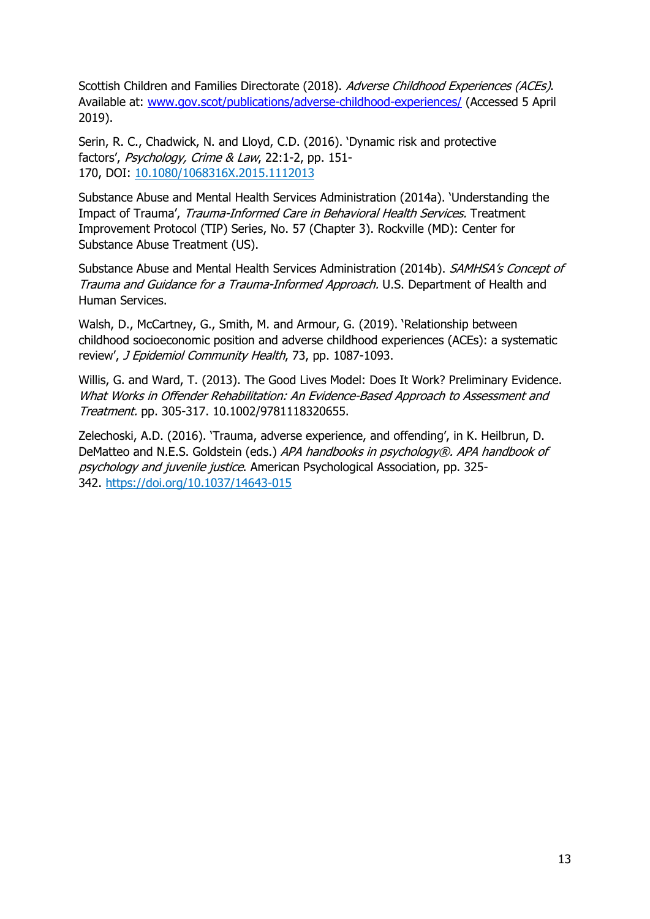Scottish Children and Families Directorate (2018). *Adverse Childhood Experiences (ACEs)*. Available at: [www.gov.scot/publications/adverse-childhood-experiences/](www.gov.scot/publications/adverse-childhood-experiences/) (Accessed 5 April 2019).

Serin, R. C., Chadwick, N. and Lloyd, C.D. (2016). 'Dynamic risk and protective factors', *Psychology, Crime & Law*, 22:1-2, pp. 151-170, DOI: [10.1080/1068316X.2015.1112013](https://doi.org/10.1080/1068316X.2015.1112013)

Substance Abuse and Mental Health Services Administration (2014a). 'Understanding the Impact of Trauma', *Trauma-Informed Care in Behavioral Health Services.* Treatment Improvement Protocol (TIP) Series, No. 57 (Chapter 3). Rockville (MD): Center for Substance Abuse Treatment (US).

Substance Abuse and Mental Health Services Administration (2014b). *SAMHSA's Concept of Trauma and Guidance for a Trauma-Informed Approach.* U.S. Department of Health and Human Services.

Walsh, D., McCartney, G., Smith, M. and Armour, G. (2019). 'Relationship between childhood socioeconomic position and adverse childhood experiences (ACEs): a systematic review', *J Epidemiol Community Health*, 73, pp. 1087-1093.

Willis, G. and Ward, T. (2013). The Good Lives Model: Does It Work? Preliminary Evidence. *What Works in Offender Rehabilitation: An Evidence-Based Approach to Assessment and Treatment.* pp. 305-317. 10.1002/9781118320655.

Zelechoski, A.D. (2016). 'Trauma, adverse experience, and offending', in K. Heilbrun, D. DeMatteo and N.E.S. Goldstein (eds.) *APA handbooks in psychology®. APA handbook of psychology and juvenile justice*. American Psychological Association, pp. 325-342. [https://doi.org/10.1037/14643-015](https://doi.org/10.1037/14643-015)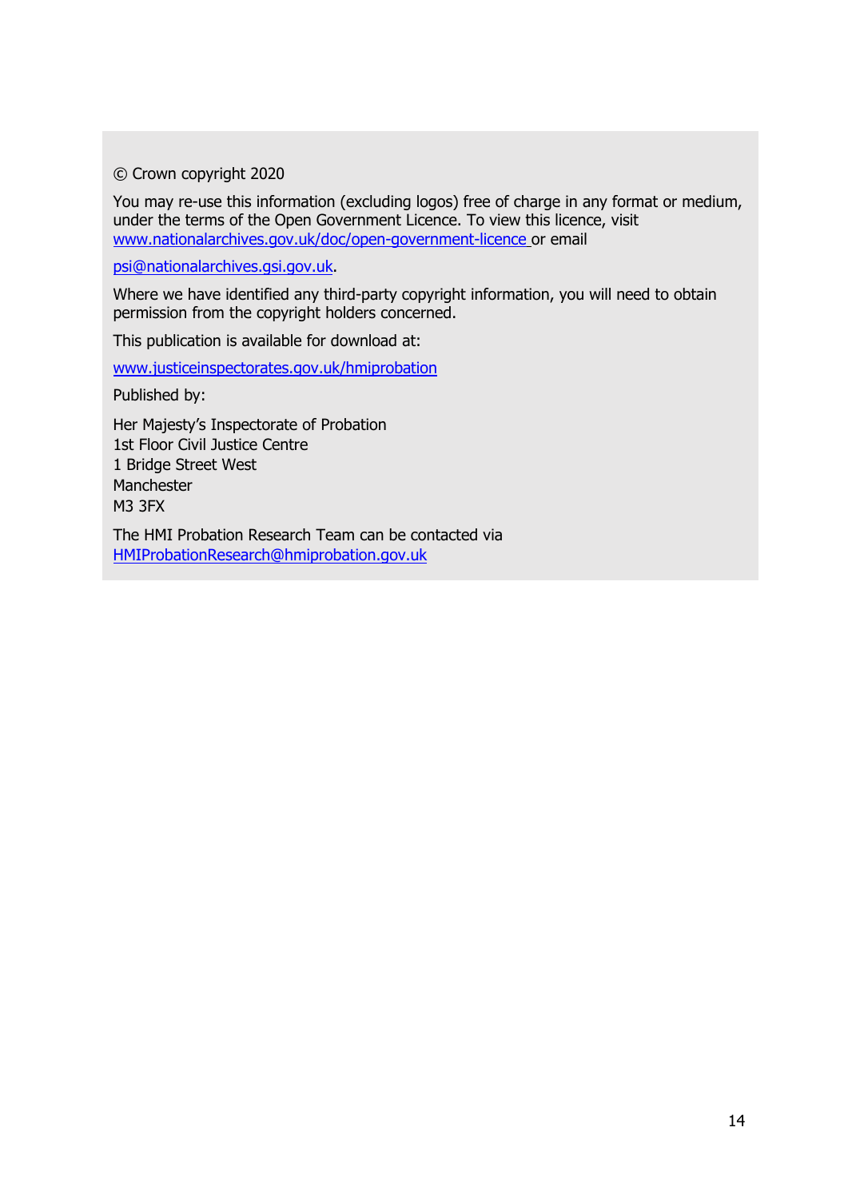© Crown copyright 2020

You may re-use this information (excluding logos) free of charge in any format or medium, under the terms of the Open Government Licence. To view this licence, visit www.nationalarchives.gov.uk/doc/open-government-licence or email

psi@nationalarchives.gsi.gov.uk.

Where we have identified any third-party copyright information, you will need to obtain permission from the copyright holders concerned.

This publication is available for download at:

www.justiceinspectorates.gov.uk/hmiprobation

Published by:

Her Majesty's Inspectorate of Probation
1st Floor Civil Justice Centre
1 Bridge Street West
Manchester
M3 3FX

The HMI Probation Research Team can be contacted via HMIProbationResearch@hmiprobation.gov.uk